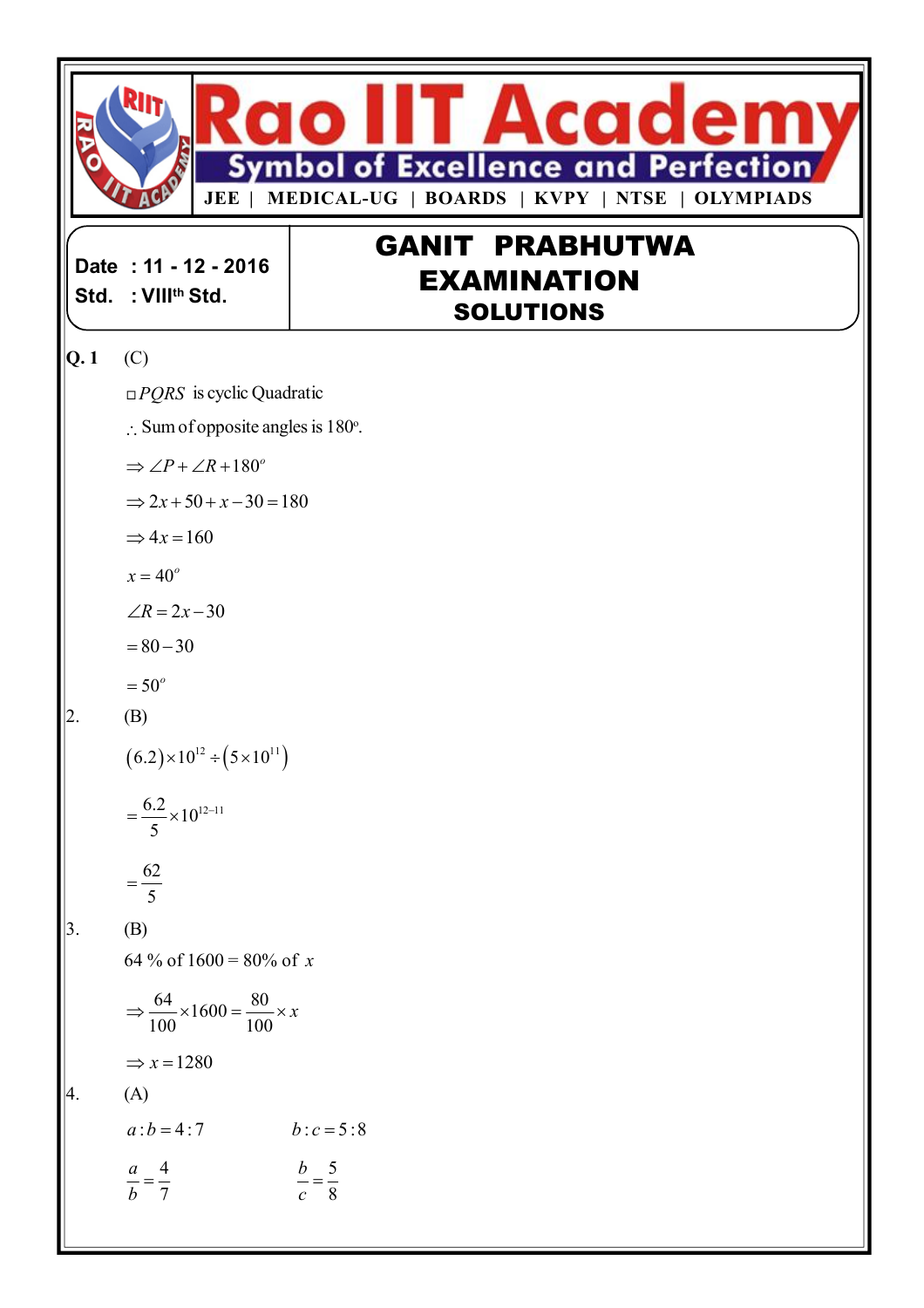# Rao IIT Academy

**Symbol of Excellence and Perfection**

JEE | MEDICAL-UG | BOARDS | KVPY | NTSE | OLYMPIADS

**Date : 11 - 12 - 2016**
**Std. : VIII$^{th}$ Std.**

## GANIT PRABHUTWA EXAMINATION
### SOLUTIONS

**Q. 1** (C)

$\square PQRS$ is cyclic Quadratic

$\therefore$ Sum of opposite angles is 180°.

$\Rightarrow \angle P + \angle R + 180^o$

$\Rightarrow 2x + 50 + x - 30 = 180$

$\Rightarrow 4x = 160$

$x = 40^o$

$\angle R = 2x - 30$

$= 80 - 30$

$= 50^o$

2. (B)

$(6.2) \times 10^{12} \div (5 \times 10^{11})$

$= \dfrac{6.2}{5} \times 10^{12-11}$

$= \dfrac{62}{5}$

3. (B)

64 % of 1600 = 80% of $x$

$\Rightarrow \dfrac{64}{100} \times 1600 = \dfrac{80}{100} \times x$

$\Rightarrow x = 1280$

4. (A)

$a : b = 4 : 7$ $\qquad$ $b : c = 5 : 8$

$\dfrac{a}{b} = \dfrac{4}{7}$ $\qquad$ $\dfrac{b}{c} = \dfrac{5}{8}$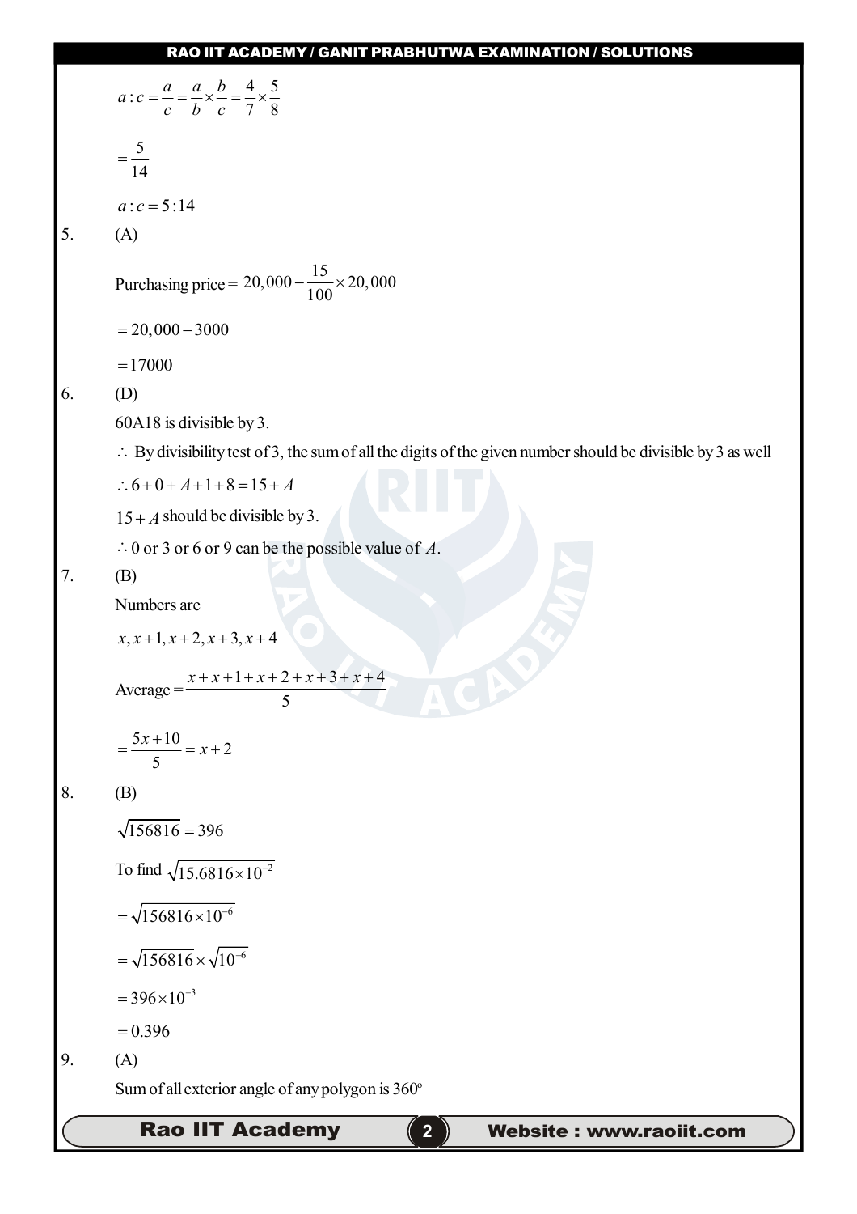$a:c = \frac{a}{c} = \frac{a}{b} \times \frac{b}{c} = \frac{4}{7} \times \frac{5}{8}$

$= \frac{5}{14}$

$a:c = 5:14$

5. (A)

Purchasing price $= 20,000 - \frac{15}{100} \times 20,000$

$= 20,000 - 3000$

$= 17000$

6. (D)

60A18 is divisible by 3.

$\therefore$ By divisibility test of 3, the sum of all the digits of the given number should be divisible by 3 as well

$\therefore 6 + 0 + A + 1 + 8 = 15 + A$

$15 + A$ should be divisible by 3.

$\therefore$ 0 or 3 or 6 or 9 can be the possible value of $A$.

7. (B)

Numbers are

$x, x+1, x+2, x+3, x+4$

Average $= \frac{x + x + 1 + x + 2 + x + 3 + x + 4}{5}$

$= \frac{5x + 10}{5} = x + 2$

8. (B)

$\sqrt{156816} = 396$

To find $\sqrt{15.6816 \times 10^{-2}}$

$= \sqrt{156816 \times 10^{-6}}$

$= \sqrt{156816} \times \sqrt{10^{-6}}$

$= 396 \times 10^{-3}$

$= 0.396$

9. (A)

Sum of all exterior angle of any polygon is $360^{\circ}$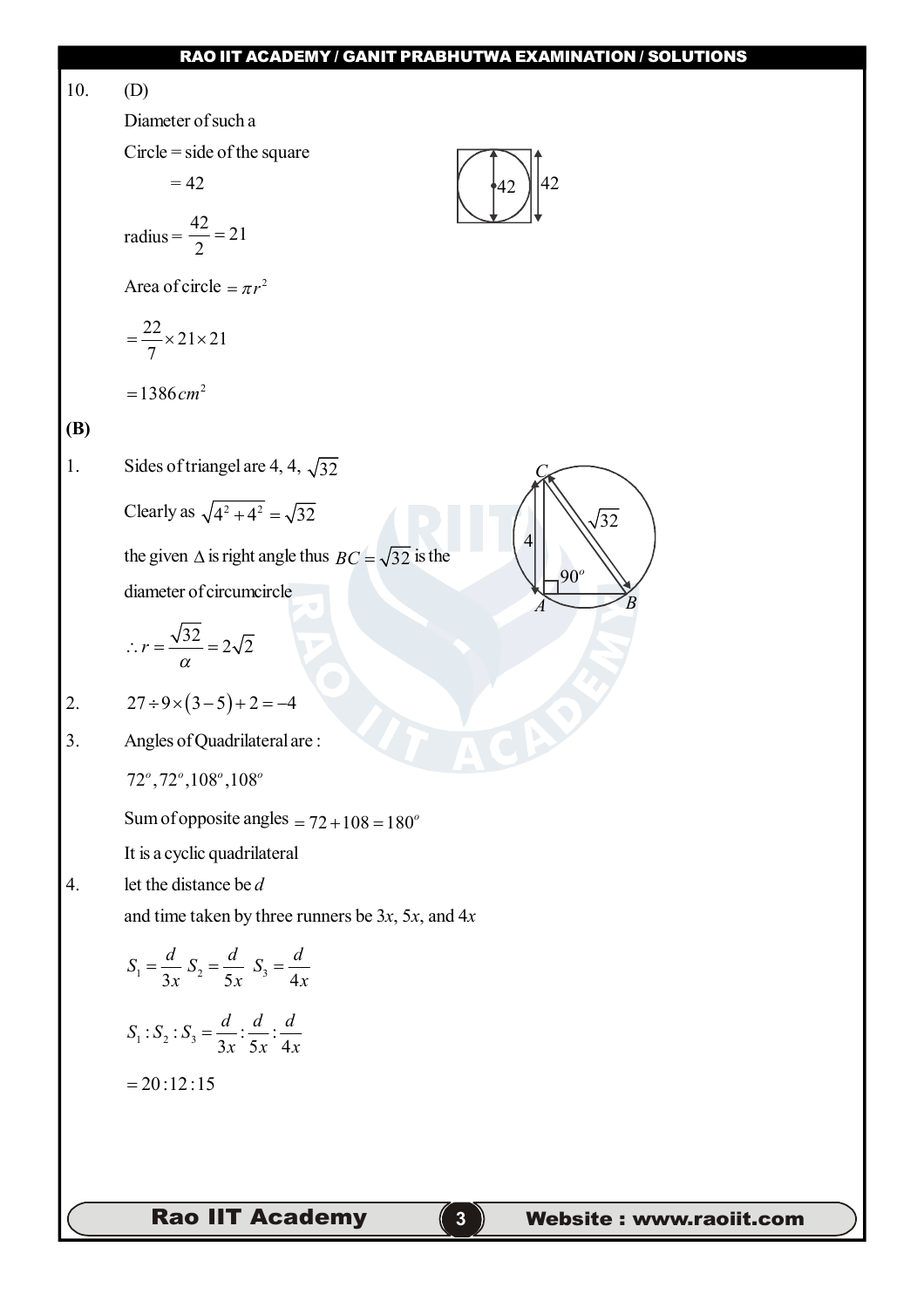10. (D)

Diameter of such a

Circle = side of the square

= 42

radius $= \frac{42}{2} = 21$

Area of circle $= \pi r^2$

$= \frac{22}{7} \times 21 \times 21$

$= 1386 cm^2$

**(B)**

1. Sides of triangel are 4, 4, $\sqrt{32}$

   Clearly as $\sqrt{4^2 + 4^2} = \sqrt{32}$

   the given $\Delta$ is right angle thus $BC = \sqrt{32}$ is the diameter of circumcircle

   $\therefore r = \frac{\sqrt{32}}{\alpha} = 2\sqrt{2}$

2. $27 \div 9 \times (3 - 5) + 2 = -4$

3. Angles of Quadrilateral are :

   $72^o, 72^o, 108^o, 108^o$

   Sum of opposite angles $= 72 + 108 = 180^o$

   It is a cyclic quadrilateral

4. let the distance be $d$

   and time taken by three runners be $3x$, $5x$, and $4x$

   $S_1 = \frac{d}{3x}\ S_2 = \frac{d}{5x}\ S_3 = \frac{d}{4x}$

   $S_1 : S_2 : S_3 = \frac{d}{3x} : \frac{d}{5x} : \frac{d}{4x}$

   $= 20 : 12 : 15$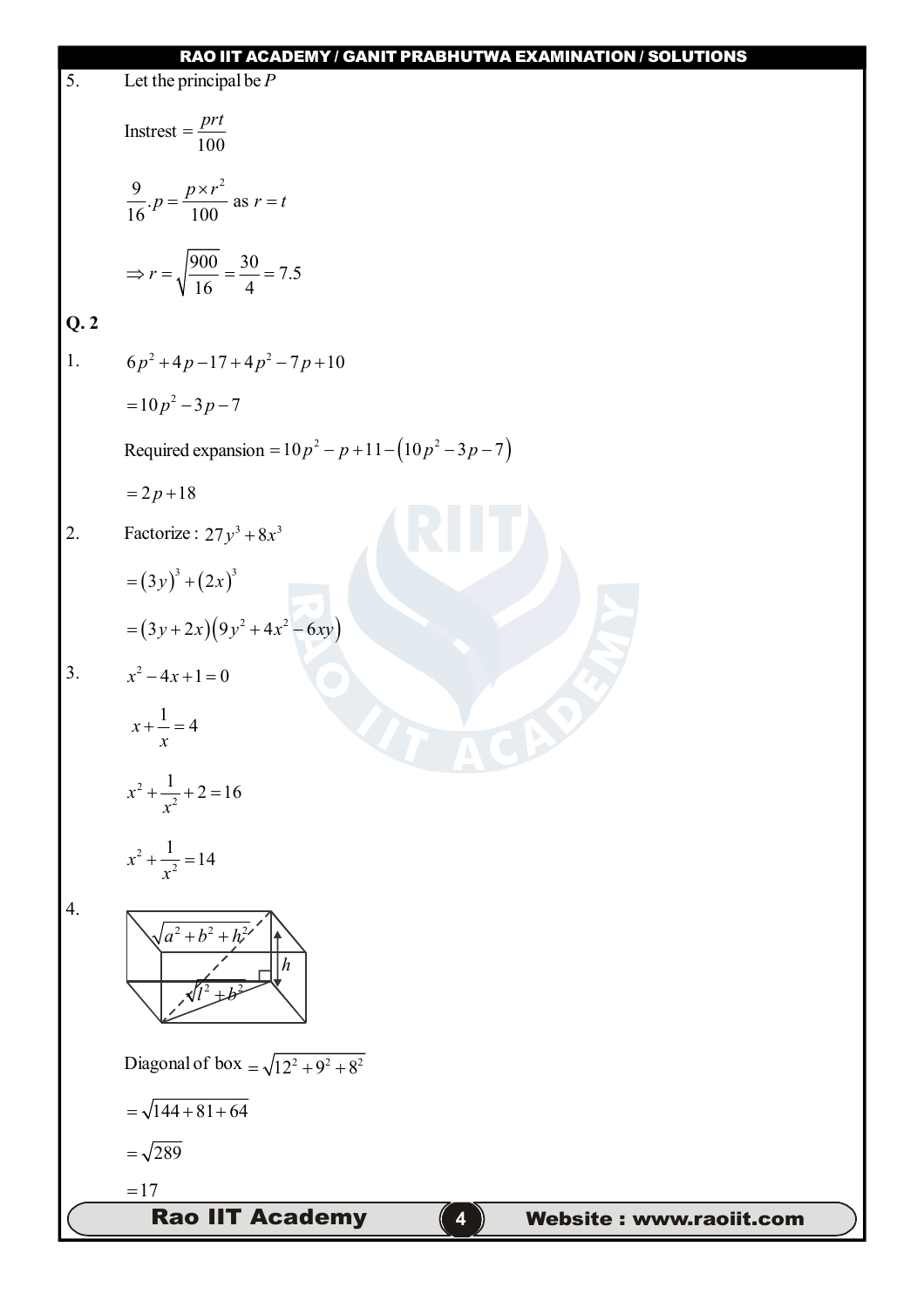5. Let the principal be $P$

$$\text{Instrest} = \frac{prt}{100}$$

$$\frac{9}{16}.p = \frac{p \times r^2}{100} \text{ as } r = t$$

$$\Rightarrow r = \sqrt{\frac{900}{16}} = \frac{30}{4} = 7.5$$

**Q. 2**

1. $6p^2 + 4p - 17 + 4p^2 - 7p + 10$

$$= 10p^2 - 3p - 7$$

Required expansion $= 10p^2 - p + 11 - \left(10p^2 - 3p - 7\right)$

$$= 2p + 18$$

2. Factorize : $27y^3 + 8x^3$

$$= (3y)^3 + (2x)^3$$

$$= (3y + 2x)\left(9y^2 + 4x^2 - 6xy\right)$$

3. $x^2 - 4x + 1 = 0$

$$x + \frac{1}{x} = 4$$

$$x^2 + \frac{1}{x^2} + 2 = 16$$

$$x^2 + \frac{1}{x^2} = 14$$

4. 

Diagonal of box $= \sqrt{12^2 + 9^2 + 8^2}$

$$= \sqrt{144 + 81 + 64}$$

$$= \sqrt{289}$$

$$= 17$$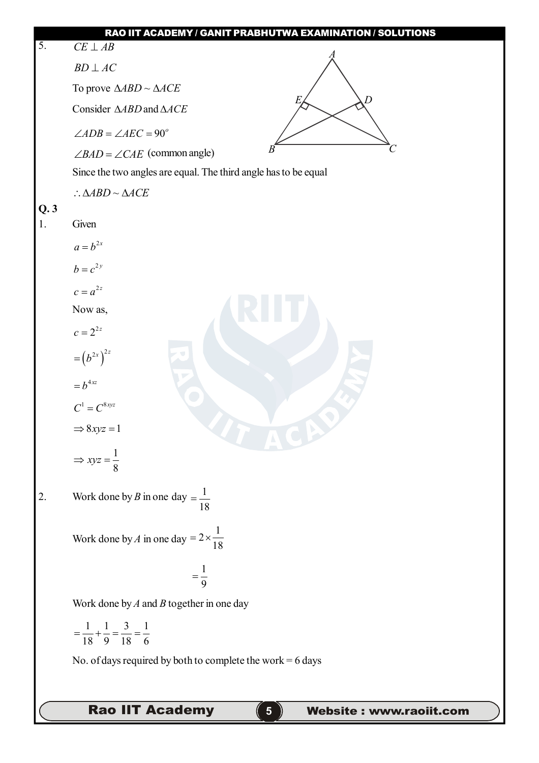5. $CE \perp AB$

$BD \perp AC$

To prove $\Delta ABD \sim \Delta ACE$

Consider $\Delta ABD$ and $\Delta ACE$

$\angle ADB = \angle AEC = 90^o$

$\angle BAD = \angle CAE$ (common angle)

Since the two angles are equal. The third angle has to be equal

$\therefore \Delta ABD \sim \Delta ACE$

**Q. 3**

1. Given

$a = b^{2x}$

$b = c^{2y}$

$c = a^{2z}$

Now as,

$c = 2^{2z}$

$= \left(b^{2x}\right)^{2z}$

$= b^{4xz}$

$C^1 = C^{8xyz}$

$\Rightarrow 8xyz = 1$

$\Rightarrow xyz = \dfrac{1}{8}$

2. Work done by $B$ in one day $= \dfrac{1}{18}$

Work done by $A$ in one day $= 2 \times \dfrac{1}{18}$

$= \dfrac{1}{9}$

Work done by $A$ and $B$ together in one day

$= \dfrac{1}{18} + \dfrac{1}{9} = \dfrac{3}{18} = \dfrac{1}{6}$

No. of days required by both to complete the work = 6 days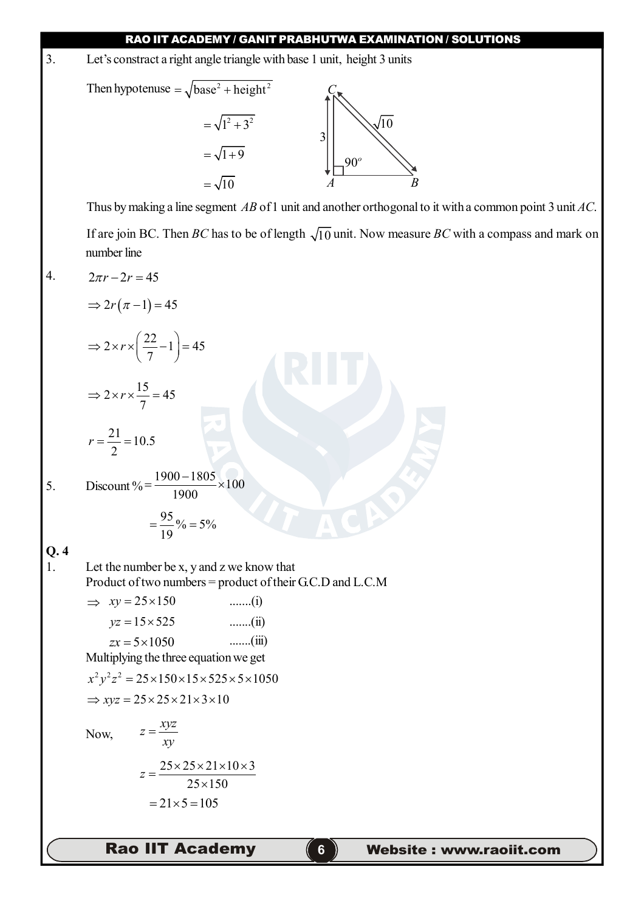3. Let's constract a right angle triangle with base 1 unit, height 3 units

Then hypotenuse $= \sqrt{\text{base}^2 + \text{height}^2}$

$= \sqrt{1^2 + 3^2}$

$= \sqrt{1+9}$

$= \sqrt{10}$

Thus by making a line segment $AB$ of 1 unit and another orthogonal to it with a common point 3 unit $AC$.

If are join BC. Then $BC$ has to be of length $\sqrt{10}$ unit. Now measure $BC$ with a compass and mark on number line

4. $2\pi r - 2r = 45$

$\Rightarrow 2r(\pi - 1) = 45$

$\Rightarrow 2 \times r \times \left(\frac{22}{7} - 1\right) = 45$

$\Rightarrow 2 \times r \times \frac{15}{7} = 45$

$r = \frac{21}{2} = 10.5$

5. Discount % $= \frac{1900 - 1805}{1900} \times 100$

$= \frac{95}{19}\% = 5\%$

**Q. 4**

1. Let the number be x, y and z we know that
Product of two numbers = product of their G.C.D and L.C.M

$\Rightarrow \; xy = 25 \times 150$ .......(i)

$yz = 15 \times 525$ .......(ii)

$zx = 5 \times 1050$ .......(iii)

Multiplying the three equation we get

$x^2y^2z^2 = 25 \times 150 \times 15 \times 525 \times 5 \times 1050$

$\Rightarrow xyz = 25 \times 25 \times 21 \times 3 \times 10$

Now, $\quad z = \frac{xyz}{xy}$

$z = \frac{25 \times 25 \times 21 \times 10 \times 3}{25 \times 150}$

$= 21 \times 5 = 105$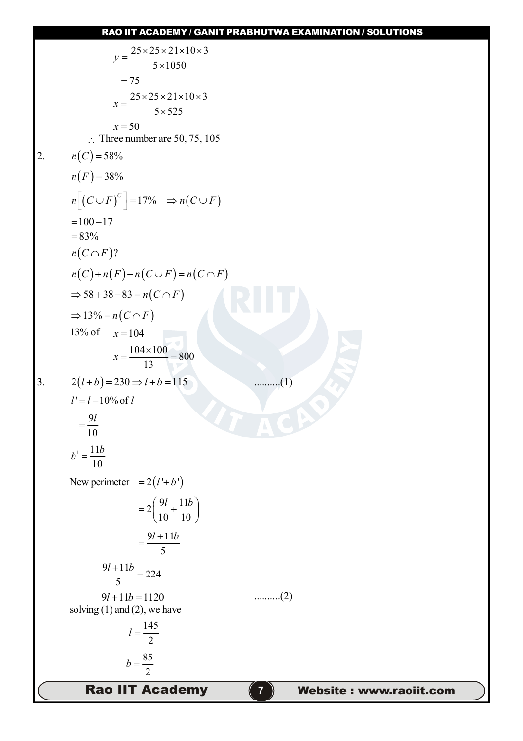$$y = \frac{25 \times 25 \times 21 \times 10 \times 3}{5 \times 1050}$$

$$= 75$$

$$x = \frac{25 \times 25 \times 21 \times 10 \times 3}{5 \times 525}$$

$$x = 50$$

$\therefore$ Three number are 50, 75, 105

2. $n(C) = 58\%$

$n(F) = 38\%$

$n\left[(C \cup F)^C\right] = 17\% \quad \Rightarrow n(C \cup F)$

$= 100 - 17$

$= 83\%$

$n(C \cap F)?$

$n(C) + n(F) - n(C \cup F) = n(C \cap F)$

$\Rightarrow 58 + 38 - 83 = n(C \cap F)$

$\Rightarrow 13\% = n(C \cap F)$

13% of $\quad x = 104$

$$x = \frac{104 \times 100}{13} = 800$$

3. $2(l + b) = 230 \Rightarrow l + b = 115 \qquad \text{..........(1)}$

$l' = l - 10\% \text{ of } l$

$= \dfrac{9l}{10}$

$b^1 = \dfrac{11b}{10}$

New perimeter $= 2(l' + b')$

$$= 2\left(\frac{9l}{10} + \frac{11b}{10}\right)$$

$$= \frac{9l + 11b}{5}$$

$$\frac{9l + 11b}{5} = 224$$

$9l + 11b = 1120 \qquad \text{..........(2)}$

solving (1) and (2), we have

$$l = \frac{145}{2}$$

$$b = \frac{85}{2}$$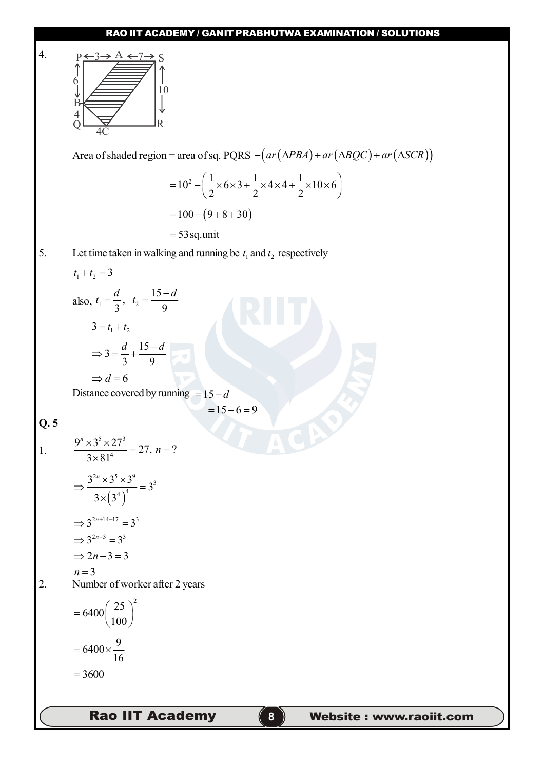4. P ←3→ A ←7→ S; PB = 6, BQ = 4, QC = 4, SR = 10

Area of shaded region = area of sq. PQRS $-\left(ar\left(\Delta PBA\right)+ar\left(\Delta BQC\right)+ar\left(\Delta SCR\right)\right)$

$$=10^2-\left(\frac{1}{2}\times 6\times 3+\frac{1}{2}\times 4\times 4+\frac{1}{2}\times 10\times 6\right)$$

$$=100-\left(9+8+30\right)$$

$$=53\,\text{sq.unit}$$

5. Let time taken in walking and running be $t_1$ and $t_2$ respectively

$t_1+t_2=3$

also, $t_1=\dfrac{d}{3},\ \ t_2=\dfrac{15-d}{9}$

$3=t_1+t_2$

$\Rightarrow 3=\dfrac{d}{3}+\dfrac{15-d}{9}$

$\Rightarrow d=6$

Distance covered by running $=15-d$

$=15-6=9$

**Q. 5**

1. $\dfrac{9^n\times 3^5\times 27^3}{3\times 81^4}=27,\ n=?$

$\Rightarrow \dfrac{3^{2n}\times 3^5\times 3^9}{3\times\left(3^4\right)^4}=3^3$

$\Rightarrow 3^{2n+14-17}=3^3$

$\Rightarrow 3^{2n-3}=3^3$

$\Rightarrow 2n-3=3$

$n=3$

2. Number of worker after 2 years

$=6400\left(\dfrac{25}{100}\right)^2$

$=6400\times\dfrac{9}{16}$

$=3600$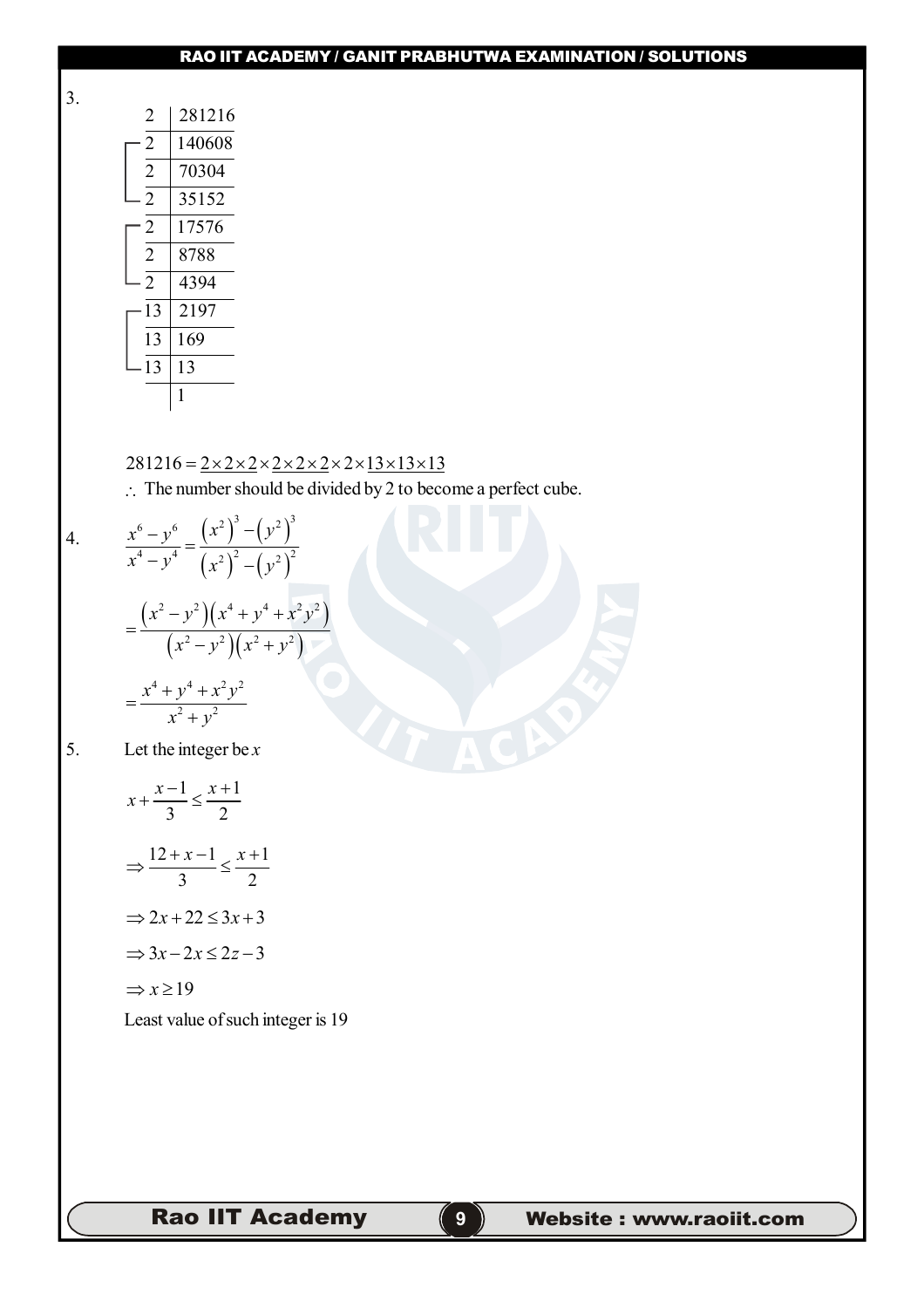3.

| | |
|---|---|
| 2 | 281216 |
| 2 | 140608 |
| 2 | 70304 |
| 2 | 35152 |
| 2 | 17576 |
| 2 | 8788 |
| 2 | 4394 |
| 13 | 2197 |
| 13 | 169 |
| 13 | 13 |
| | 1 |

$281216 = \underline{2\times2\times2}\times\underline{2\times2\times2}\times2\times\underline{13\times13\times13}$

$\therefore$ The number should be divided by 2 to become a perfect cube.

4. $\dfrac{x^6-y^6}{x^4-y^4} = \dfrac{\left(x^2\right)^3-\left(y^2\right)^3}{\left(x^2\right)^2-\left(y^2\right)^2}$

$= \dfrac{\left(x^2-y^2\right)\left(x^4+y^4+x^2y^2\right)}{\left(x^2-y^2\right)\left(x^2+y^2\right)}$

$= \dfrac{x^4+y^4+x^2y^2}{x^2+y^2}$

5. Let the integer be $x$

$x + \dfrac{x-1}{3} \le \dfrac{x+1}{2}$

$\Rightarrow \dfrac{12+x-1}{3} \le \dfrac{x+1}{2}$

$\Rightarrow 2x+22 \le 3x+3$

$\Rightarrow 3x-2x \le 2z-3$

$\Rightarrow x \ge 19$

Least value of such integer is 19